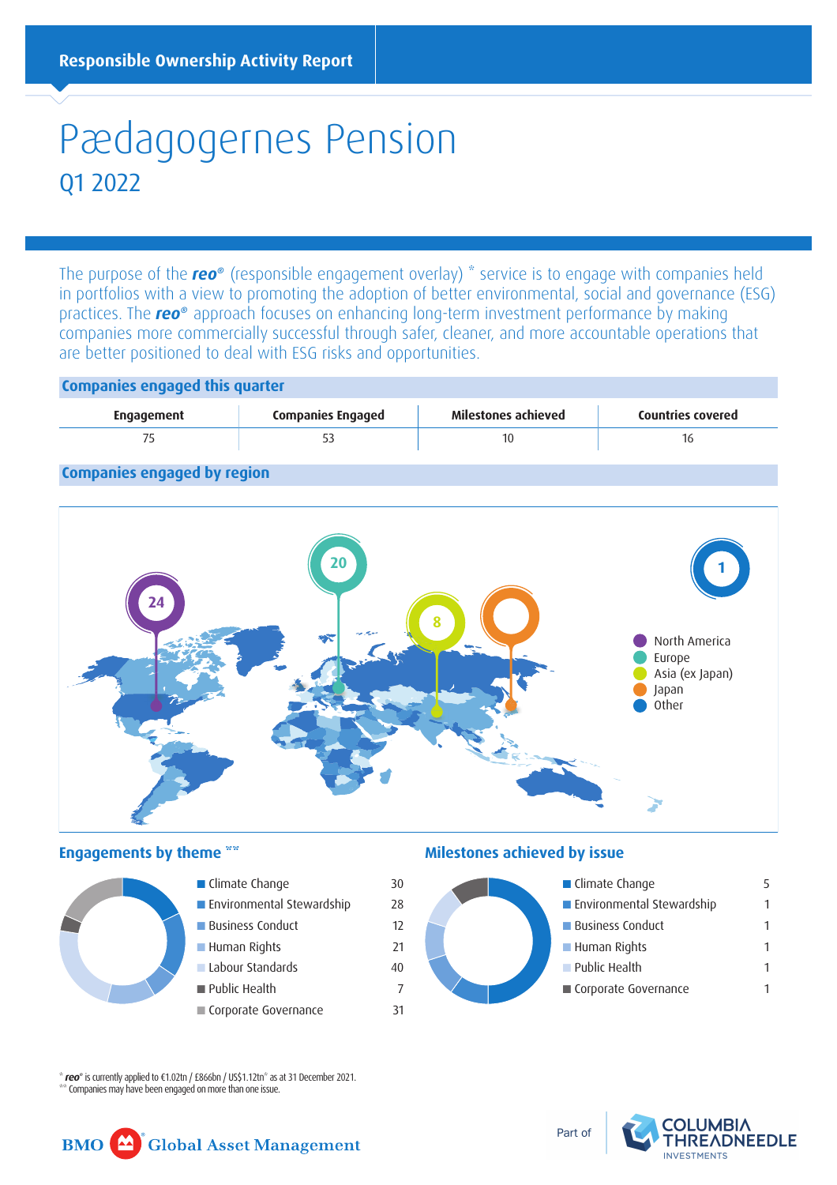**Responsible Ownership Activity Report**

# Pædagogernes Pension

## Q1 2022

The purpose of the ***reo***® (responsible engagement overlay) * service is to engage with companies held in portfolios with a view to promoting the adoption of better environmental, social and governance (ESG) practices. The ***reo***® approach focuses on enhancing long-term investment performance by making companies more commercially successful through safer, cleaner, and more accountable operations that are better positioned to deal with ESG risks and opportunities.

### Companies engaged this quarter

| Engagement | Companies Engaged | Milestones achieved | Countries covered |
|---|---|---|---|
| 75 | 53 | 10 | 16 |

### Companies engaged by region

- North America: 24
- Europe: 20
- Asia (ex Japan): 8
- Japan: 
- Other: 1

### Engagements by theme **

| Theme | Count |
|---|---|
| Climate Change | 30 |
| Environmental Stewardship | 28 |
| Business Conduct | 12 |
| Human Rights | 21 |
| Labour Standards | 40 |
| Public Health | 7 |
| Corporate Governance | 31 |

### Milestones achieved by issue

| Issue | Count |
|---|---|
| Climate Change | 5 |
| Environmental Stewardship | 1 |
| Business Conduct | 1 |
| Human Rights | 1 |
| Public Health | 1 |
| Corporate Governance | 1 |

* ***reo***® is currently applied to €1.02tn / £866bn / US$1.12tn* as at 31 December 2021.
** Companies may have been engaged on more than one issue.

BMO Global Asset Management — Part of Columbia Threadneedle Investments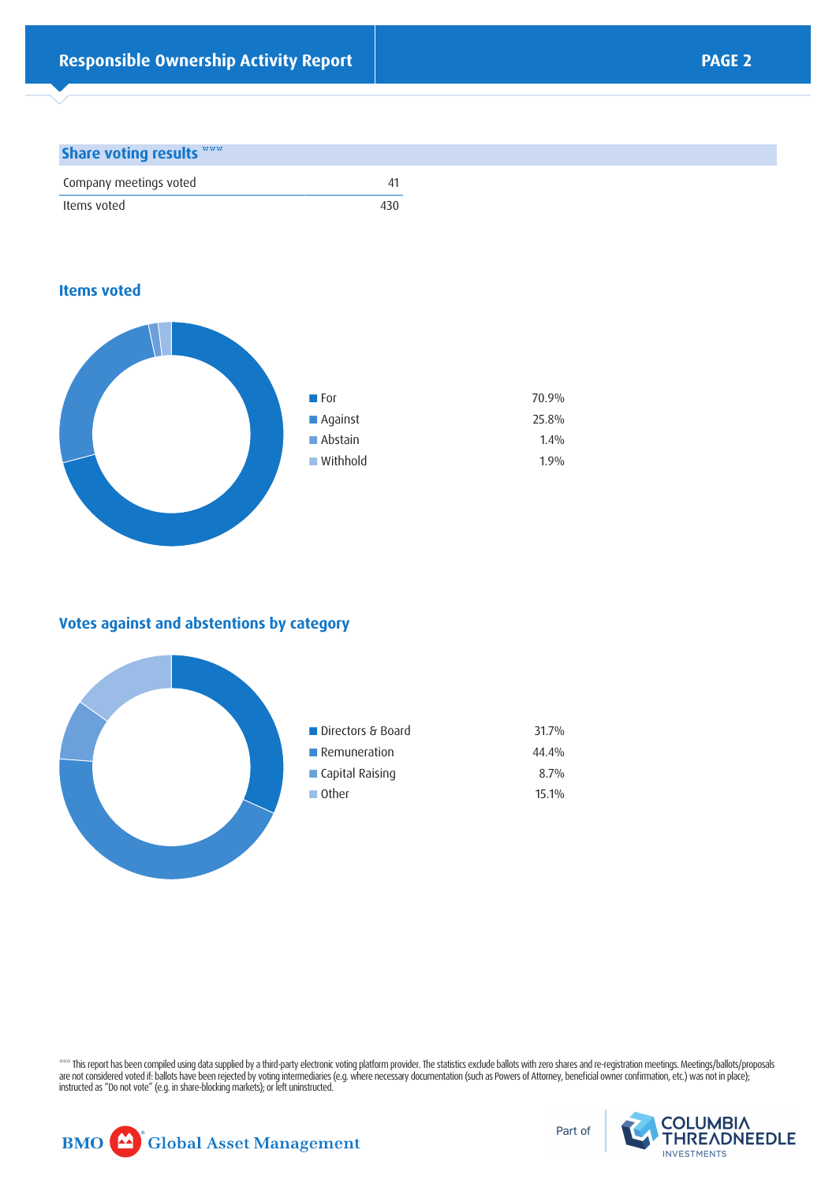## Share voting results ***

| | |
|---|---|
| Company meetings voted | 41 |
| Items voted | 430 |

### Items voted

| | |
|---|---|
| For | 70.9% |
| Against | 25.8% |
| Abstain | 1.4% |
| Withhold | 1.9% |

### Votes against and abstentions by category

| | |
|---|---|
| Directors & Board | 31.7% |
| Remuneration | 44.4% |
| Capital Raising | 8.7% |
| Other | 15.1% |

*** This report has been compiled using data supplied by a third-party electronic voting platform provider. The statistics exclude ballots with zero shares and re-registration meetings. Meetings/ballots/proposals are not considered voted if: ballots have been rejected by voting intermediaries (e.g. where necessary documentation (such as Powers of Attorney, beneficial owner confirmation, etc.) was not in place); instructed as "Do not vote" (e.g. in share-blocking markets); or left uninstructed.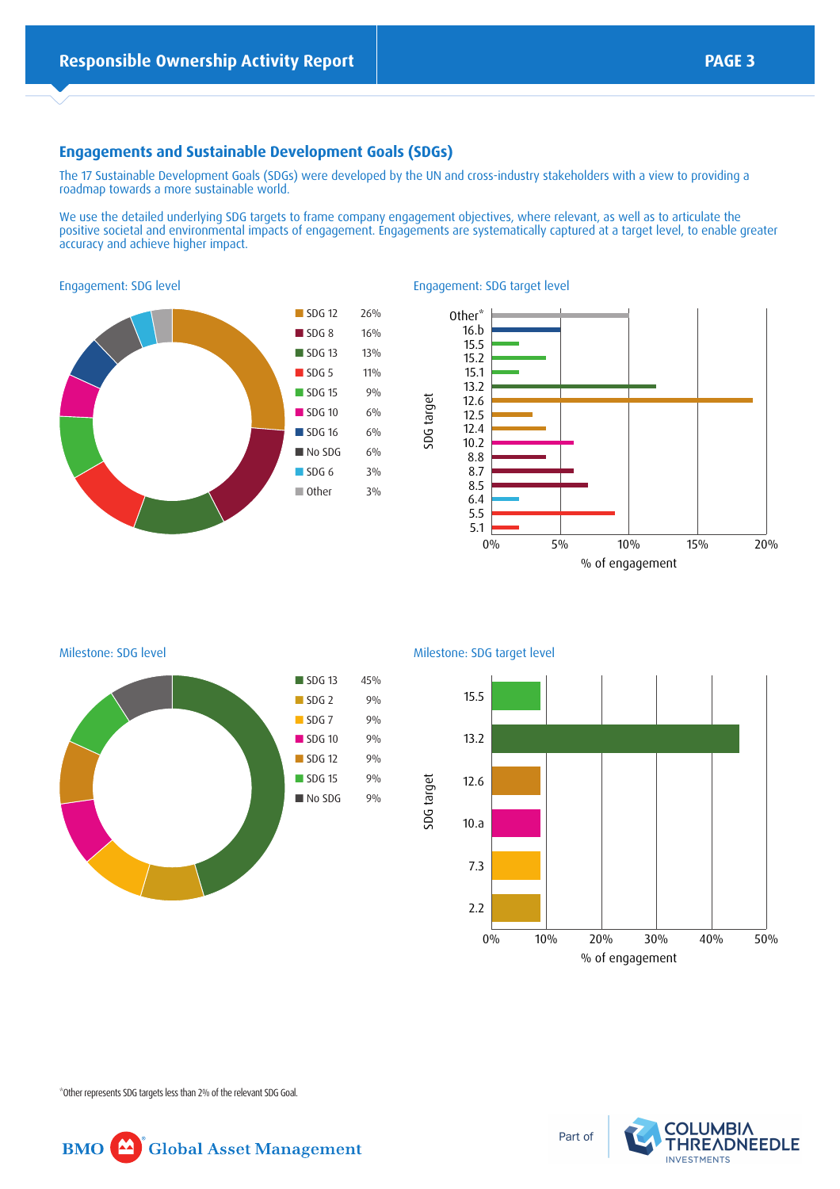## Engagements and Sustainable Development Goals (SDGs)

The 17 Sustainable Development Goals (SDGs) were developed by the UN and cross-industry stakeholders with a view to providing a roadmap towards a more sustainable world.

We use the detailed underlying SDG targets to frame company engagement objectives, where relevant, as well as to articulate the positive societal and environmental impacts of engagement. Engagements are systematically captured at a target level, to enable greater accuracy and achieve higher impact.

Engagement: SDG level

| SDG | % |
| --- | --- |
| SDG 12 | 26% |
| SDG 8 | 16% |
| SDG 13 | 13% |
| SDG 5 | 11% |
| SDG 15 | 9% |
| SDG 10 | 6% |
| SDG 16 | 6% |
| No SDG | 6% |
| SDG 6 | 3% |
| Other | 3% |

Engagement: SDG target level

SDG target: Other*, 16.b, 15.5, 15.2, 15.1, 13.2, 12.6, 12.5, 12.4, 10.2, 8.8, 8.7, 8.5, 6.4, 5.5, 5.1

% of engagement: 0%, 5%, 10%, 15%, 20%

Milestone: SDG level

| SDG | % |
| --- | --- |
| SDG 13 | 45% |
| SDG 2 | 9% |
| SDG 7 | 9% |
| SDG 10 | 9% |
| SDG 12 | 9% |
| SDG 15 | 9% |
| No SDG | 9% |

Milestone: SDG target level

SDG target: 15.5, 13.2, 12.6, 10.a, 7.3, 2.2

% of engagement: 0%, 10%, 20%, 30%, 40%, 50%

*Other represents SDG targets less than 2% of the relevant SDG Goal.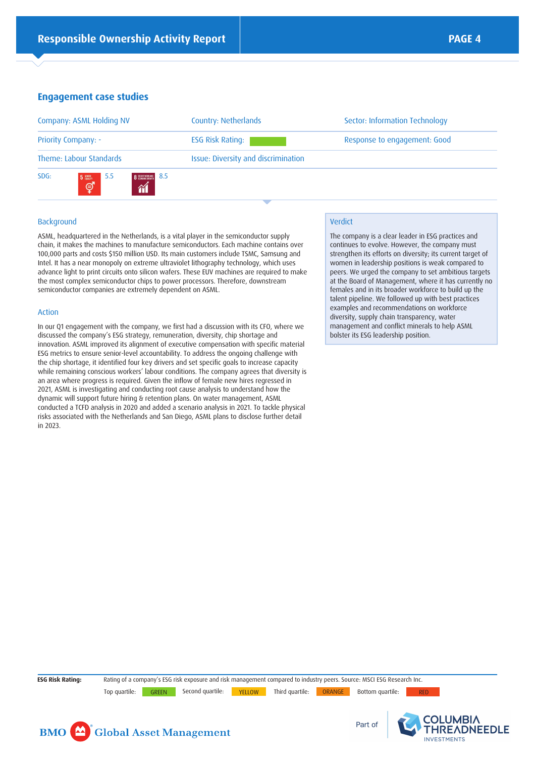## Engagement case studies

| Company: ASML Holding NV | Country: Netherlands | Sector: Information Technology |
|---|---|---|
| Priority Company: - | ESG Risk Rating: GREEN | Response to engagement: Good |
| Theme: Labour Standards | Issue: Diversity and discrimination | |
| SDG: 5.5, 8.5 | | |

### Background

ASML, headquartered in the Netherlands, is a vital player in the semiconductor supply chain, it makes the machines to manufacture semiconductors. Each machine contains over 100,000 parts and costs $150 million USD. Its main customers include TSMC, Samsung and Intel. It has a near monopoly on extreme ultraviolet lithography technology, which uses advance light to print circuits onto silicon wafers. These EUV machines are required to make the most complex semiconductor chips to power processors. Therefore, downstream semiconductor companies are extremely dependent on ASML.

### Action

In our Q1 engagement with the company, we first had a discussion with its CFO, where we discussed the company's ESG strategy, remuneration, diversity, chip shortage and innovation. ASML improved its alignment of executive compensation with specific material ESG metrics to ensure senior-level accountability. To address the ongoing challenge with the chip shortage, it identified four key drivers and set specific goals to increase capacity while remaining conscious workers' labour conditions. The company agrees that diversity is an area where progress is required. Given the inflow of female new hires regressed in 2021, ASML is investigating and conducting root cause analysis to understand how the dynamic will support future hiring & retention plans. On water management, ASML conducted a TCFD analysis in 2020 and added a scenario analysis in 2021. To tackle physical risks associated with the Netherlands and San Diego, ASML plans to disclose further detail in 2023.

### Verdict

The company is a clear leader in ESG practices and continues to evolve. However, the company must strengthen its efforts on diversity; its current target of women in leadership positions is weak compared to peers. We urged the company to set ambitious targets at the Board of Management, where it has currently no females and in its broader workforce to build up the talent pipeline. We followed up with best practices examples and recommendations on workforce diversity, supply chain transparency, water management and conflict minerals to help ASML bolster its ESG leadership position.

**ESG Risk Rating:** Rating of a company's ESG risk exposure and risk management compared to industry peers. Source: MSCI ESG Research Inc.
Top quartile: GREEN Second quartile: YELLOW Third quartile: ORANGE Bottom quartile: RED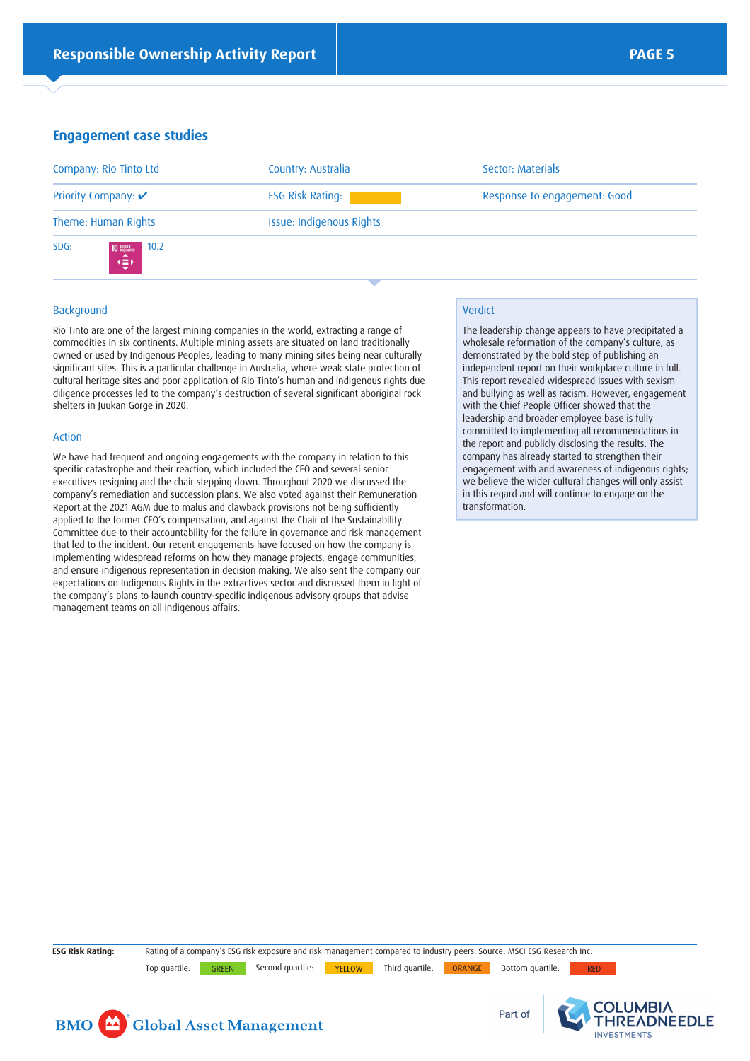## Engagement case studies

| Company: Rio Tinto Ltd | Country: Australia | Sector: Materials |
|---|---|---|
| Priority Company: ✔ | ESG Risk Rating: | Response to engagement: Good |
| Theme: Human Rights | Issue: Indigenous Rights | |
| SDG: 10.2 | | |

### Background

Rio Tinto are one of the largest mining companies in the world, extracting a range of commodities in six continents. Multiple mining assets are situated on land traditionally owned or used by Indigenous Peoples, leading to many mining sites being near culturally significant sites. This is a particular challenge in Australia, where weak state protection of cultural heritage sites and poor application of Rio Tinto's human and indigenous rights due diligence processes led to the company's destruction of several significant aboriginal rock shelters in Juukan Gorge in 2020.

### Action

We have had frequent and ongoing engagements with the company in relation to this specific catastrophe and their reaction, which included the CEO and several senior executives resigning and the chair stepping down. Throughout 2020 we discussed the company's remediation and succession plans. We also voted against their Remuneration Report at the 2021 AGM due to malus and clawback provisions not being sufficiently applied to the former CEO's compensation, and against the Chair of the Sustainability Committee due to their accountability for the failure in governance and risk management that led to the incident. Our recent engagements have focused on how the company is implementing widespread reforms on how they manage projects, engage communities, and ensure indigenous representation in decision making. We also sent the company our expectations on Indigenous Rights in the extractives sector and discussed them in light of the company's plans to launch country-specific indigenous advisory groups that advise management teams on all indigenous affairs.

### Verdict

The leadership change appears to have precipitated a wholesale reformation of the company's culture, as demonstrated by the bold step of publishing an independent report on their workplace culture in full. This report revealed widespread issues with sexism and bullying as well as racism. However, engagement with the Chief People Officer showed that the leadership and broader employee base is fully committed to implementing all recommendations in the report and publicly disclosing the results. The company has already started to strengthen their engagement with and awareness of indigenous rights; we believe the wider cultural changes will only assist in this regard and will continue to engage on the transformation.

**ESG Risk Rating:** Rating of a company's ESG risk exposure and risk management compared to industry peers. Source: MSCI ESG Research Inc.

Top quartile: GREEN Second quartile: YELLOW Third quartile: ORANGE Bottom quartile: RED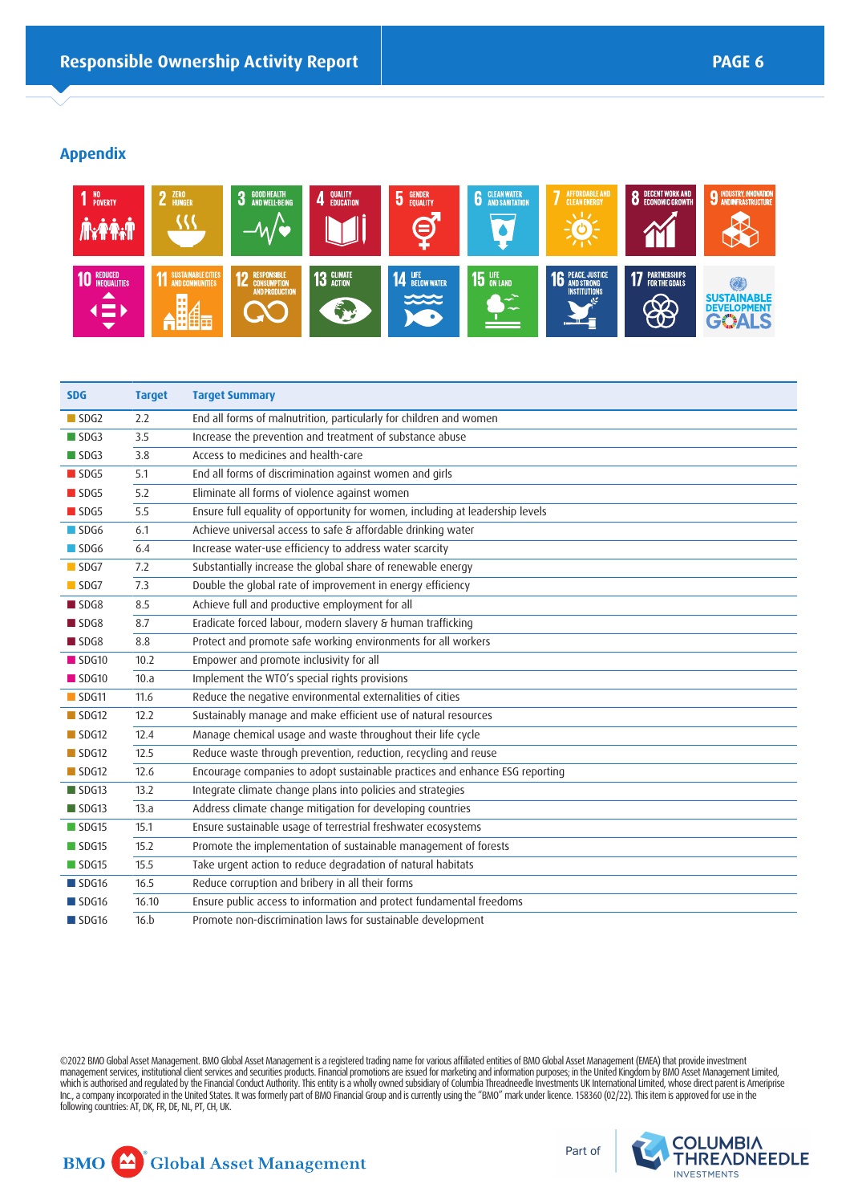## Appendix

| SDG | Target | Target Summary |
| --- | --- | --- |
| SDG2 | 2.2 | End all forms of malnutrition, particularly for children and women |
| SDG3 | 3.5 | Increase the prevention and treatment of substance abuse |
| SDG3 | 3.8 | Access to medicines and health-care |
| SDG5 | 5.1 | End all forms of discrimination against women and girls |
| SDG5 | 5.2 | Eliminate all forms of violence against women |
| SDG5 | 5.5 | Ensure full equality of opportunity for women, including at leadership levels |
| SDG6 | 6.1 | Achieve universal access to safe & affordable drinking water |
| SDG6 | 6.4 | Increase water-use efficiency to address water scarcity |
| SDG7 | 7.2 | Substantially increase the global share of renewable energy |
| SDG7 | 7.3 | Double the global rate of improvement in energy efficiency |
| SDG8 | 8.5 | Achieve full and productive employment for all |
| SDG8 | 8.7 | Eradicate forced labour, modern slavery & human trafficking |
| SDG8 | 8.8 | Protect and promote safe working environments for all workers |
| SDG10 | 10.2 | Empower and promote inclusivity for all |
| SDG10 | 10.a | Implement the WTO's special rights provisions |
| SDG11 | 11.6 | Reduce the negative environmental externalities of cities |
| SDG12 | 12.2 | Sustainably manage and make efficient use of natural resources |
| SDG12 | 12.4 | Manage chemical usage and waste throughout their life cycle |
| SDG12 | 12.5 | Reduce waste through prevention, reduction, recycling and reuse |
| SDG12 | 12.6 | Encourage companies to adopt sustainable practices and enhance ESG reporting |
| SDG13 | 13.2 | Integrate climate change plans into policies and strategies |
| SDG13 | 13.a | Address climate change mitigation for developing countries |
| SDG15 | 15.1 | Ensure sustainable usage of terrestrial freshwater ecosystems |
| SDG15 | 15.2 | Promote the implementation of sustainable management of forests |
| SDG15 | 15.5 | Take urgent action to reduce degradation of natural habitats |
| SDG16 | 16.5 | Reduce corruption and bribery in all their forms |
| SDG16 | 16.10 | Ensure public access to information and protect fundamental freedoms |
| SDG16 | 16.b | Promote non-discrimination laws for sustainable development |

©2022 BMO Global Asset Management. BMO Global Asset Management is a registered trading name for various affiliated entities of BMO Global Asset Management (EMEA) that provide investment management services, institutional client services and securities products. Financial promotions are issued for marketing and information purposes; in the United Kingdom by BMO Asset Management Limited, which is authorised and regulated by the Financial Conduct Authority. This entity is a wholly owned subsidiary of Columbia Threadneedle Investments UK International Limited, whose direct parent is Ameriprise Inc., a company incorporated in the United States. It was formerly part of BMO Financial Group and is currently using the "BMO" mark under licence. 158360 (02/22). This item is approved for use in the following countries: AT, DK, FR, DE, NL, PT, CH, UK.